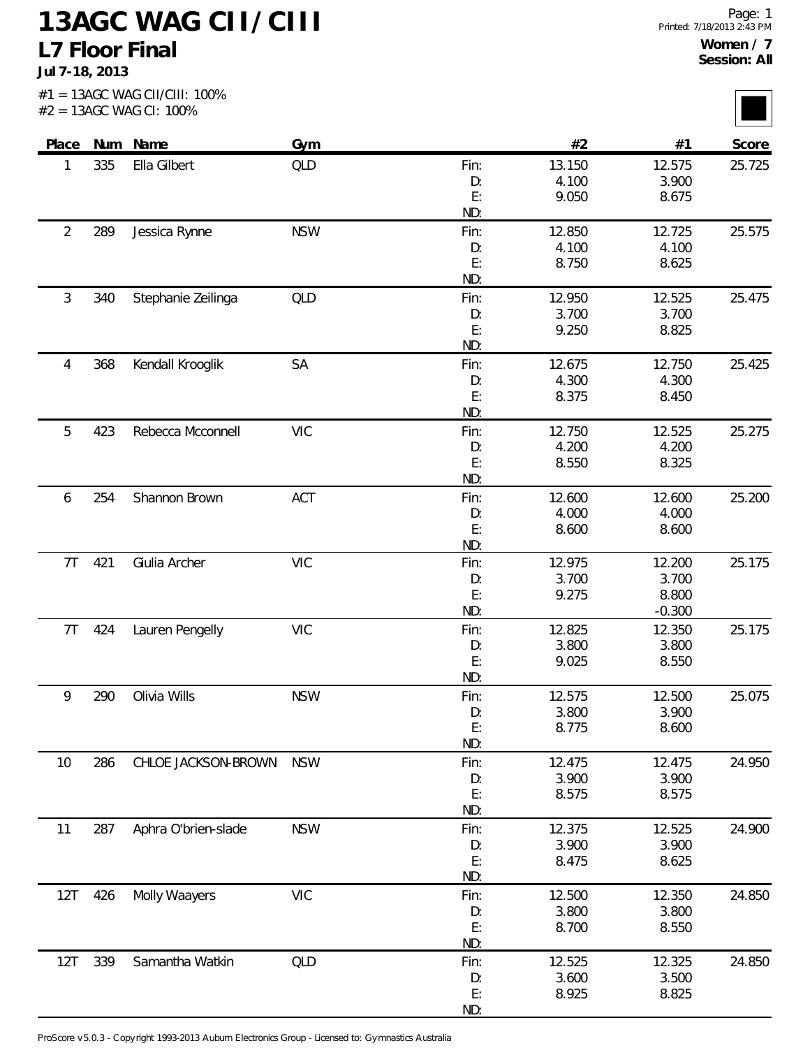# 13AGC WAG CII/CIII

## L7 Floor Final

**Jul 7-18, 2013**

Printed: 7/18/2013 2:43 PM

**Women / 7**
**Session: All**

#1 = 13AGC WAG CII/CIII: 100%
#2 = 13AGC WAG CI: 100%

| Place | Num | Name | Gym | | #2 | #1 | Score |
|---|---|---|---|---|---|---|---|
| 1 | 335 | Ella Gilbert | QLD | Fin: | 13.150 | 12.575 | 25.725 |
| | | | | D: | 4.100 | 3.900 | |
| | | | | E: | 9.050 | 8.675 | |
| | | | | ND: | | | |
| 2 | 289 | Jessica Rynne | NSW | Fin: | 12.850 | 12.725 | 25.575 |
| | | | | D: | 4.100 | 4.100 | |
| | | | | E: | 8.750 | 8.625 | |
| | | | | ND: | | | |
| 3 | 340 | Stephanie Zeilinga | QLD | Fin: | 12.950 | 12.525 | 25.475 |
| | | | | D: | 3.700 | 3.700 | |
| | | | | E: | 9.250 | 8.825 | |
| | | | | ND: | | | |
| 4 | 368 | Kendall Krooglik | SA | Fin: | 12.675 | 12.750 | 25.425 |
| | | | | D: | 4.300 | 4.300 | |
| | | | | E: | 8.375 | 8.450 | |
| | | | | ND: | | | |
| 5 | 423 | Rebecca Mcconnell | VIC | Fin: | 12.750 | 12.525 | 25.275 |
| | | | | D: | 4.200 | 4.200 | |
| | | | | E: | 8.550 | 8.325 | |
| | | | | ND: | | | |
| 6 | 254 | Shannon Brown | ACT | Fin: | 12.600 | 12.600 | 25.200 |
| | | | | D: | 4.000 | 4.000 | |
| | | | | E: | 8.600 | 8.600 | |
| | | | | ND: | | | |
| 7T | 421 | Giulia Archer | VIC | Fin: | 12.975 | 12.200 | 25.175 |
| | | | | D: | 3.700 | 3.700 | |
| | | | | E: | 9.275 | 8.800 | |
| | | | | ND: | | -0.300 | |
| 7T | 424 | Lauren Pengelly | VIC | Fin: | 12.825 | 12.350 | 25.175 |
| | | | | D: | 3.800 | 3.800 | |
| | | | | E: | 9.025 | 8.550 | |
| | | | | ND: | | | |
| 9 | 290 | Olivia Wills | NSW | Fin: | 12.575 | 12.500 | 25.075 |
| | | | | D: | 3.800 | 3.900 | |
| | | | | E: | 8.775 | 8.600 | |
| | | | | ND: | | | |
| 10 | 286 | CHLOE JACKSON-BROWN | NSW | Fin: | 12.475 | 12.475 | 24.950 |
| | | | | D: | 3.900 | 3.900 | |
| | | | | E: | 8.575 | 8.575 | |
| | | | | ND: | | | |
| 11 | 287 | Aphra O'brien-slade | NSW | Fin: | 12.375 | 12.525 | 24.900 |
| | | | | D: | 3.900 | 3.900 | |
| | | | | E: | 8.475 | 8.625 | |
| | | | | ND: | | | |
| 12T | 426 | Molly Waayers | VIC | Fin: | 12.500 | 12.350 | 24.850 |
| | | | | D: | 3.800 | 3.800 | |
| | | | | E: | 8.700 | 8.550 | |
| | | | | ND: | | | |
| 12T | 339 | Samantha Watkin | QLD | Fin: | 12.525 | 12.325 | 24.850 |
| | | | | D: | 3.600 | 3.500 | |
| | | | | E: | 8.925 | 8.825 | |
| | | | | ND: | | | |

ProScore v5.0.3 - Copyright 1993-2013 Auburn Electronics Group - Licensed to: Gymnastics Australia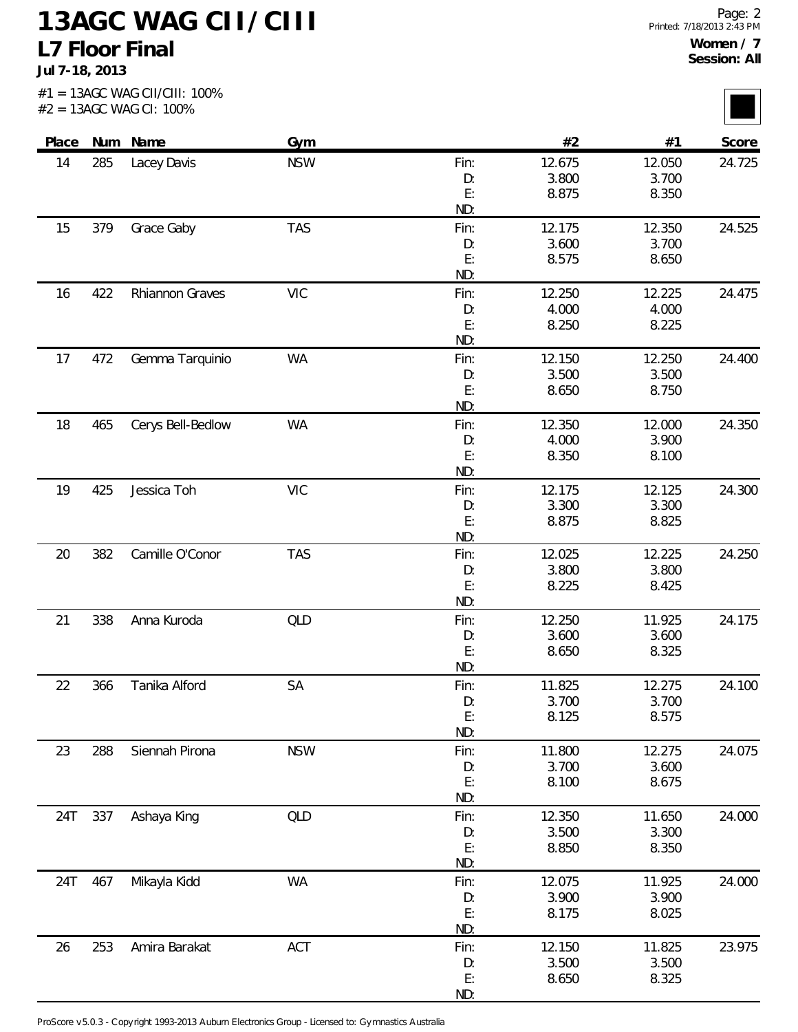# 13AGC WAG CII/CIII

## L7 Floor Final

**Jul 7-18, 2013**

**Women / 7**
**Session: All**

#1 = 13AGC WAG CII/CIII: 100%
#2 = 13AGC WAG CI: 100%

| Place | Num | Name | Gym | | #2 | #1 | Score |
|---|---|---|---|---|---|---|---|
| 14 | 285 | Lacey Davis | NSW | Fin: | 12.675 | 12.050 | 24.725 |
| | | | | D: | 3.800 | 3.700 | |
| | | | | E: | 8.875 | 8.350 | |
| | | | | ND: | | | |
| 15 | 379 | Grace Gaby | TAS | Fin: | 12.175 | 12.350 | 24.525 |
| | | | | D: | 3.600 | 3.700 | |
| | | | | E: | 8.575 | 8.650 | |
| | | | | ND: | | | |
| 16 | 422 | Rhiannon Graves | VIC | Fin: | 12.250 | 12.225 | 24.475 |
| | | | | D: | 4.000 | 4.000 | |
| | | | | E: | 8.250 | 8.225 | |
| | | | | ND: | | | |
| 17 | 472 | Gemma Tarquinio | WA | Fin: | 12.150 | 12.250 | 24.400 |
| | | | | D: | 3.500 | 3.500 | |
| | | | | E: | 8.650 | 8.750 | |
| | | | | ND: | | | |
| 18 | 465 | Cerys Bell-Bedlow | WA | Fin: | 12.350 | 12.000 | 24.350 |
| | | | | D: | 4.000 | 3.900 | |
| | | | | E: | 8.350 | 8.100 | |
| | | | | ND: | | | |
| 19 | 425 | Jessica Toh | VIC | Fin: | 12.175 | 12.125 | 24.300 |
| | | | | D: | 3.300 | 3.300 | |
| | | | | E: | 8.875 | 8.825 | |
| | | | | ND: | | | |
| 20 | 382 | Camille O'Conor | TAS | Fin: | 12.025 | 12.225 | 24.250 |
| | | | | D: | 3.800 | 3.800 | |
| | | | | E: | 8.225 | 8.425 | |
| | | | | ND: | | | |
| 21 | 338 | Anna Kuroda | QLD | Fin: | 12.250 | 11.925 | 24.175 |
| | | | | D: | 3.600 | 3.600 | |
| | | | | E: | 8.650 | 8.325 | |
| | | | | ND: | | | |
| 22 | 366 | Tanika Alford | SA | Fin: | 11.825 | 12.275 | 24.100 |
| | | | | D: | 3.700 | 3.700 | |
| | | | | E: | 8.125 | 8.575 | |
| | | | | ND: | | | |
| 23 | 288 | Siennah Pirona | NSW | Fin: | 11.800 | 12.275 | 24.075 |
| | | | | D: | 3.700 | 3.600 | |
| | | | | E: | 8.100 | 8.675 | |
| | | | | ND: | | | |
| 24T | 337 | Ashaya King | QLD | Fin: | 12.350 | 11.650 | 24.000 |
| | | | | D: | 3.500 | 3.300 | |
| | | | | E: | 8.850 | 8.350 | |
| | | | | ND: | | | |
| 24T | 467 | Mikayla Kidd | WA | Fin: | 12.075 | 11.925 | 24.000 |
| | | | | D: | 3.900 | 3.900 | |
| | | | | E: | 8.175 | 8.025 | |
| | | | | ND: | | | |
| 26 | 253 | Amira Barakat | ACT | Fin: | 12.150 | 11.825 | 23.975 |
| | | | | D: | 3.500 | 3.500 | |
| | | | | E: | 8.650 | 8.325 | |
| | | | | ND: | | | |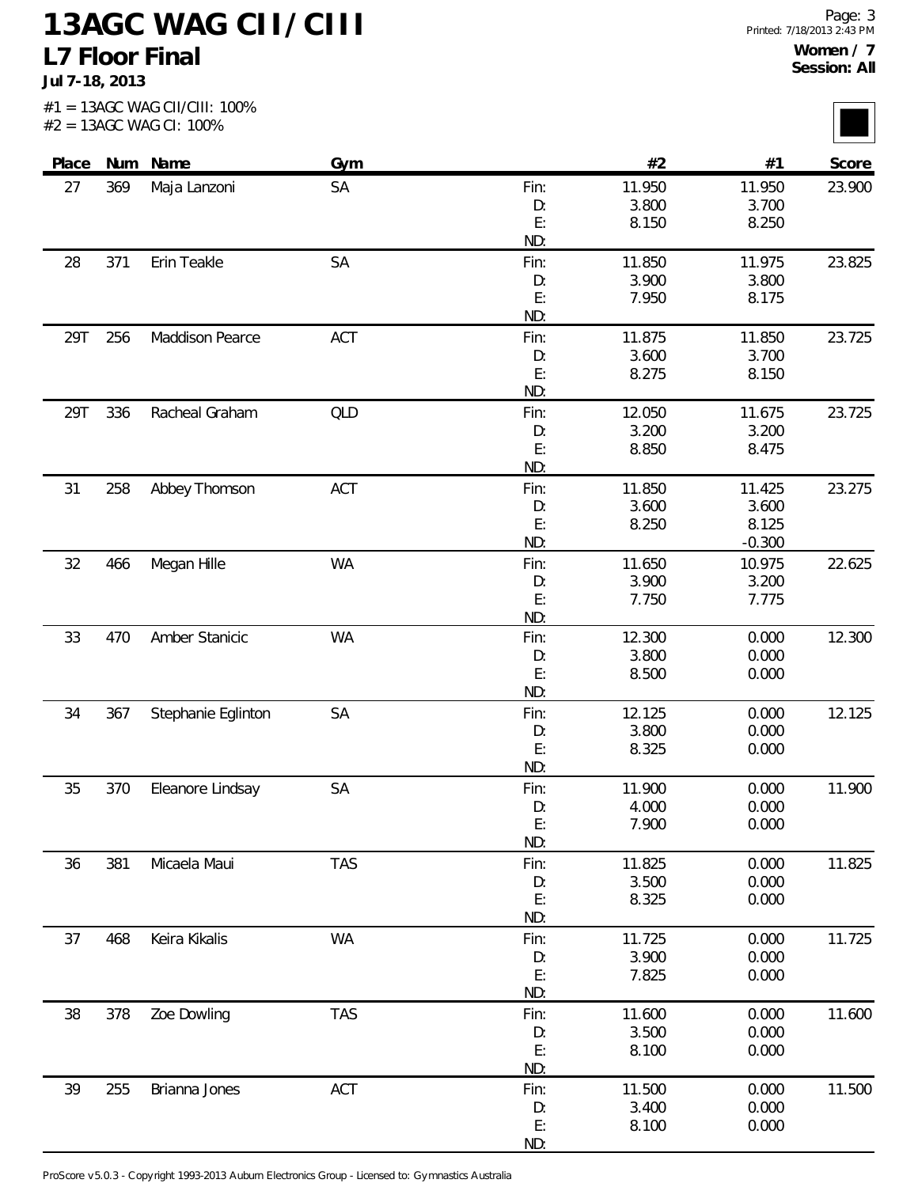# 13AGC WAG CII/CIII

## L7 Floor Final

**Jul 7-18, 2013**

**Women / 7**
**Session: All**

#1 = 13AGC WAG CII/CIII: 100%
#2 = 13AGC WAG CI: 100%

| Place | Num | Name | Gym | | #2 | #1 | Score |
|---|---|---|---|---|---|---|---|
| 27 | 369 | Maja Lanzoni | SA | Fin: | 11.950 | 11.950 | 23.900 |
| | | | | D: | 3.800 | 3.700 | |
| | | | | E: | 8.150 | 8.250 | |
| | | | | ND: | | | |
| 28 | 371 | Erin Teakle | SA | Fin: | 11.850 | 11.975 | 23.825 |
| | | | | D: | 3.900 | 3.800 | |
| | | | | E: | 7.950 | 8.175 | |
| | | | | ND: | | | |
| 29T | 256 | Maddison Pearce | ACT | Fin: | 11.875 | 11.850 | 23.725 |
| | | | | D: | 3.600 | 3.700 | |
| | | | | E: | 8.275 | 8.150 | |
| | | | | ND: | | | |
| 29T | 336 | Racheal Graham | QLD | Fin: | 12.050 | 11.675 | 23.725 |
| | | | | D: | 3.200 | 3.200 | |
| | | | | E: | 8.850 | 8.475 | |
| | | | | ND: | | | |
| 31 | 258 | Abbey Thomson | ACT | Fin: | 11.850 | 11.425 | 23.275 |
| | | | | D: | 3.600 | 3.600 | |
| | | | | E: | 8.250 | 8.125 | |
| | | | | ND: | | -0.300 | |
| 32 | 466 | Megan Hille | WA | Fin: | 11.650 | 10.975 | 22.625 |
| | | | | D: | 3.900 | 3.200 | |
| | | | | E: | 7.750 | 7.775 | |
| | | | | ND: | | | |
| 33 | 470 | Amber Stanicic | WA | Fin: | 12.300 | 0.000 | 12.300 |
| | | | | D: | 3.800 | 0.000 | |
| | | | | E: | 8.500 | 0.000 | |
| | | | | ND: | | | |
| 34 | 367 | Stephanie Eglinton | SA | Fin: | 12.125 | 0.000 | 12.125 |
| | | | | D: | 3.800 | 0.000 | |
| | | | | E: | 8.325 | 0.000 | |
| | | | | ND: | | | |
| 35 | 370 | Eleanore Lindsay | SA | Fin: | 11.900 | 0.000 | 11.900 |
| | | | | D: | 4.000 | 0.000 | |
| | | | | E: | 7.900 | 0.000 | |
| | | | | ND: | | | |
| 36 | 381 | Micaela Maui | TAS | Fin: | 11.825 | 0.000 | 11.825 |
| | | | | D: | 3.500 | 0.000 | |
| | | | | E: | 8.325 | 0.000 | |
| | | | | ND: | | | |
| 37 | 468 | Keira Kikalis | WA | Fin: | 11.725 | 0.000 | 11.725 |
| | | | | D: | 3.900 | 0.000 | |
| | | | | E: | 7.825 | 0.000 | |
| | | | | ND: | | | |
| 38 | 378 | Zoe Dowling | TAS | Fin: | 11.600 | 0.000 | 11.600 |
| | | | | D: | 3.500 | 0.000 | |
| | | | | E: | 8.100 | 0.000 | |
| | | | | ND: | | | |
| 39 | 255 | Brianna Jones | ACT | Fin: | 11.500 | 0.000 | 11.500 |
| | | | | D: | 3.400 | 0.000 | |
| | | | | E: | 8.100 | 0.000 | |
| | | | | ND: | | | |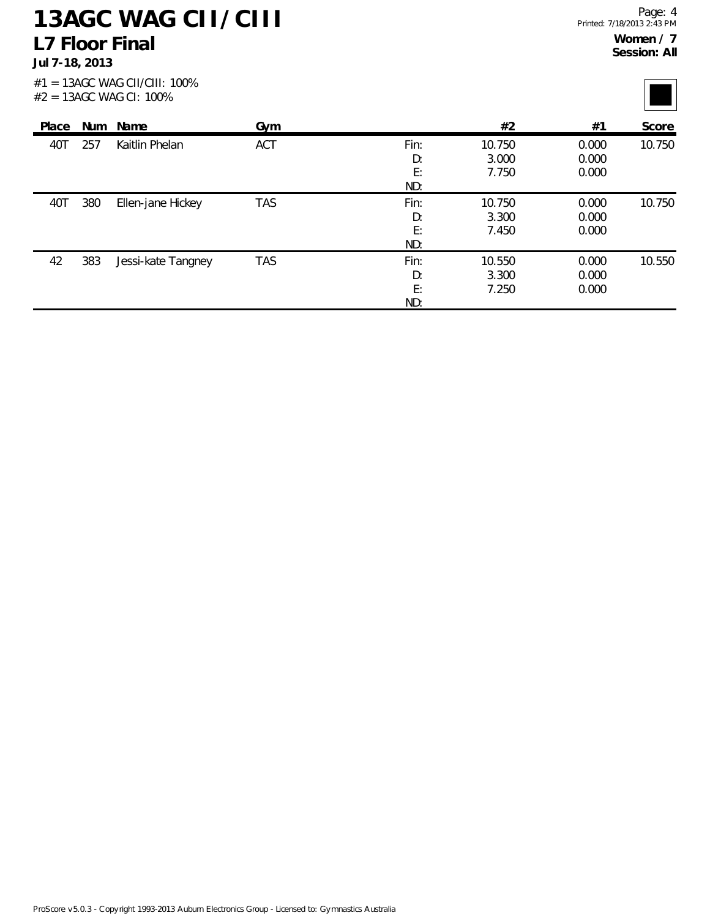# 13AGC WAG CII/CIII

## L7 Floor Final

**Jul 7-18, 2013**

**Women / 7**
**Session: All**

#1 = 13AGC WAG CII/CIII: 100%
#2 = 13AGC WAG CI: 100%

| Place | Num | Name | Gym | | #2 | #1 | Score |
|---|---|---|---|---|---|---|---|
| 40T | 257 | Kaitlin Phelan | ACT | Fin: | 10.750 | 0.000 | 10.750 |
| | | | | D: | 3.000 | 0.000 | |
| | | | | E: | 7.750 | 0.000 | |
| | | | | ND: | | | |
| 40T | 380 | Ellen-jane Hickey | TAS | Fin: | 10.750 | 0.000 | 10.750 |
| | | | | D: | 3.300 | 0.000 | |
| | | | | E: | 7.450 | 0.000 | |
| | | | | ND: | | | |
| 42 | 383 | Jessi-kate Tangney | TAS | Fin: | 10.550 | 0.000 | 10.550 |
| | | | | D: | 3.300 | 0.000 | |
| | | | | E: | 7.250 | 0.000 | |
| | | | | ND: | | | |

ProScore v5.0.3 - Copyright 1993-2013 Auburn Electronics Group - Licensed to: Gymnastics Australia